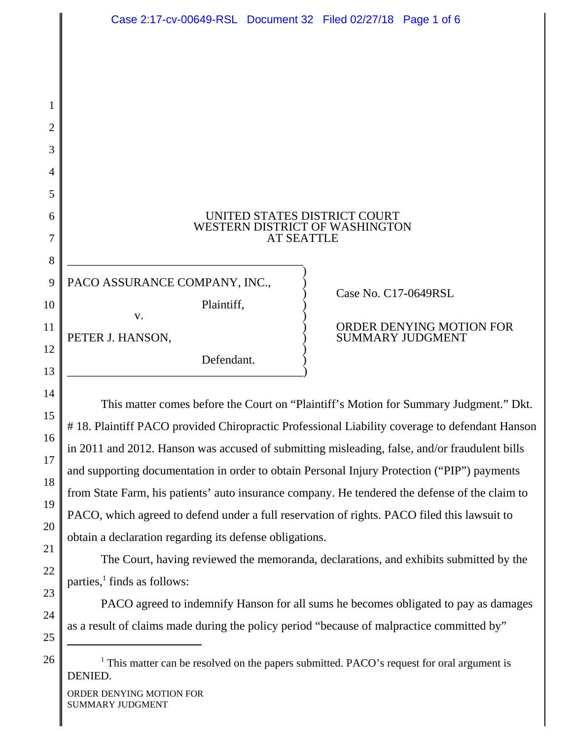UNITED STATES DISTRICT COURT
WESTERN DISTRICT OF WASHINGTON
AT SEATTLE

PACO ASSURANCE COMPANY, INC.,

Plaintiff,

v.

PETER J. HANSON,

Defendant.

Case No. C17-0649RSL

ORDER DENYING MOTION FOR SUMMARY JUDGMENT

This matter comes before the Court on "Plaintiff's Motion for Summary Judgment." Dkt. # 18. Plaintiff PACO provided Chiropractic Professional Liability coverage to defendant Hanson in 2011 and 2012. Hanson was accused of submitting misleading, false, and/or fraudulent bills and supporting documentation in order to obtain Personal Injury Protection ("PIP") payments from State Farm, his patients' auto insurance company. He tendered the defense of the claim to PACO, which agreed to defend under a full reservation of rights. PACO filed this lawsuit to obtain a declaration regarding its defense obligations.

The Court, having reviewed the memoranda, declarations, and exhibits submitted by the parties,[1] finds as follows:

PACO agreed to indemnify Hanson for all sums he becomes obligated to pay as damages as a result of claims made during the policy period "because of malpractice committed by"

[1] This matter can be resolved on the papers submitted. PACO's request for oral argument is DENIED.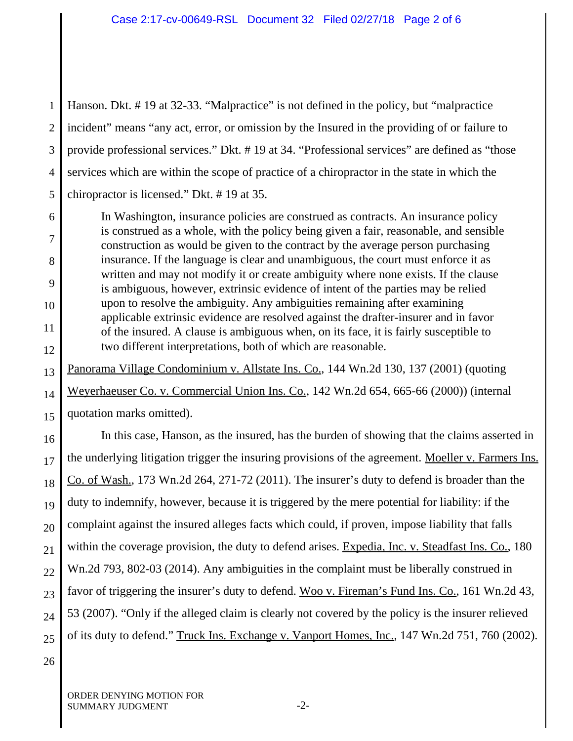Hanson. Dkt. # 19 at 32-33. "Malpractice" is not defined in the policy, but "malpractice incident" means "any act, error, or omission by the Insured in the providing of or failure to provide professional services." Dkt. # 19 at 34. "Professional services" are defined as "those services which are within the scope of practice of a chiropractor in the state in which the chiropractor is licensed." Dkt. # 19 at 35.

> In Washington, insurance policies are construed as contracts. An insurance policy is construed as a whole, with the policy being given a fair, reasonable, and sensible construction as would be given to the contract by the average person purchasing insurance. If the language is clear and unambiguous, the court must enforce it as written and may not modify it or create ambiguity where none exists. If the clause is ambiguous, however, extrinsic evidence of intent of the parties may be relied upon to resolve the ambiguity. Any ambiguities remaining after examining applicable extrinsic evidence are resolved against the drafter-insurer and in favor of the insured. A clause is ambiguous when, on its face, it is fairly susceptible to two different interpretations, both of which are reasonable.

Panorama Village Condominium v. Allstate Ins. Co., 144 Wn.2d 130, 137 (2001) (quoting Weyerhaeuser Co. v. Commercial Union Ins. Co., 142 Wn.2d 654, 665-66 (2000)) (internal quotation marks omitted).

In this case, Hanson, as the insured, has the burden of showing that the claims asserted in the underlying litigation trigger the insuring provisions of the agreement. Moeller v. Farmers Ins. Co. of Wash., 173 Wn.2d 264, 271-72 (2011). The insurer's duty to defend is broader than the duty to indemnify, however, because it is triggered by the mere potential for liability: if the complaint against the insured alleges facts which could, if proven, impose liability that falls within the coverage provision, the duty to defend arises. Expedia, Inc. v. Steadfast Ins. Co., 180 Wn.2d 793, 802-03 (2014). Any ambiguities in the complaint must be liberally construed in favor of triggering the insurer's duty to defend. Woo v. Fireman's Fund Ins. Co., 161 Wn.2d 43, 53 (2007). "Only if the alleged claim is clearly not covered by the policy is the insurer relieved of its duty to defend." Truck Ins. Exchange v. Vanport Homes, Inc., 147 Wn.2d 751, 760 (2002).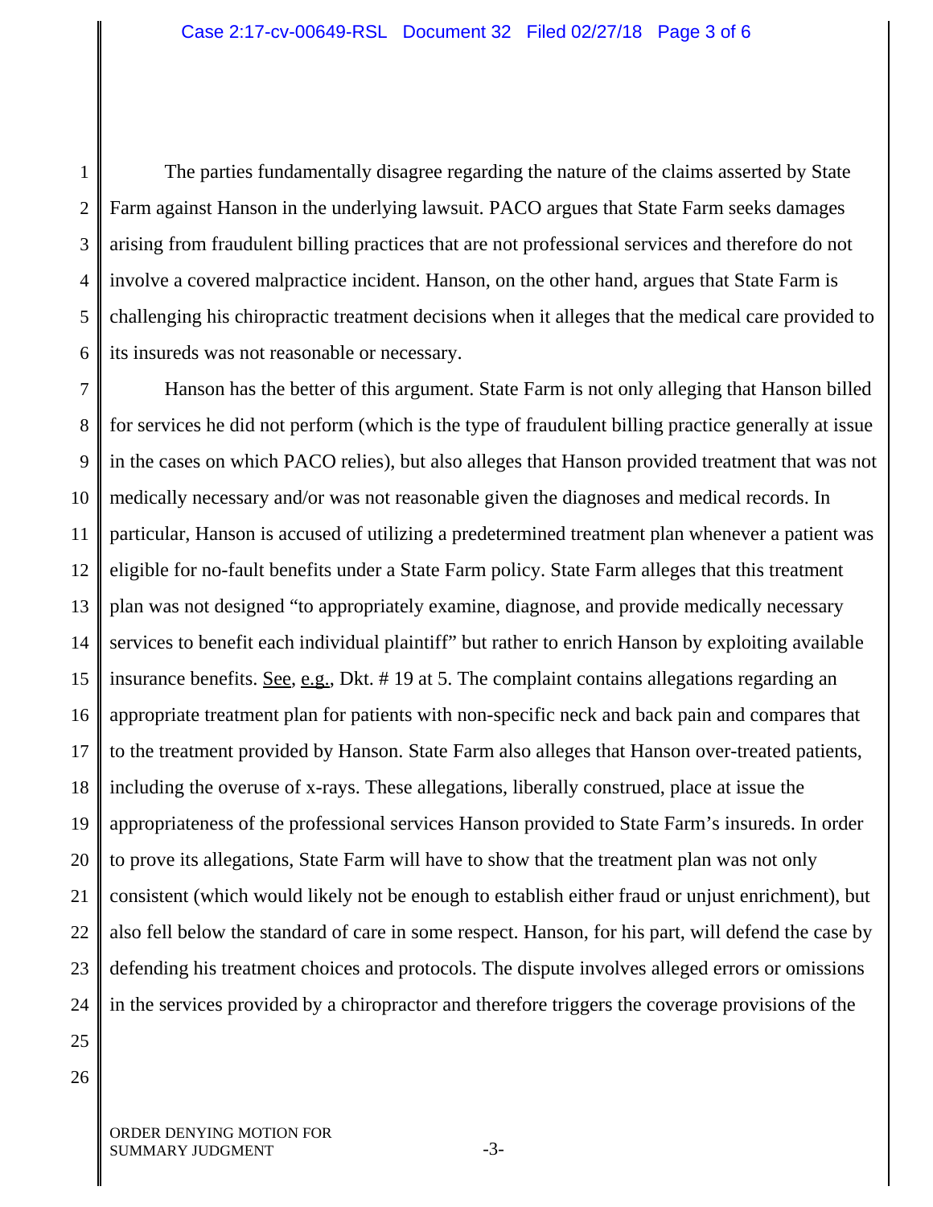The parties fundamentally disagree regarding the nature of the claims asserted by State Farm against Hanson in the underlying lawsuit. PACO argues that State Farm seeks damages arising from fraudulent billing practices that are not professional services and therefore do not involve a covered malpractice incident. Hanson, on the other hand, argues that State Farm is challenging his chiropractic treatment decisions when it alleges that the medical care provided to its insureds was not reasonable or necessary.

Hanson has the better of this argument. State Farm is not only alleging that Hanson billed for services he did not perform (which is the type of fraudulent billing practice generally at issue in the cases on which PACO relies), but also alleges that Hanson provided treatment that was not medically necessary and/or was not reasonable given the diagnoses and medical records. In particular, Hanson is accused of utilizing a predetermined treatment plan whenever a patient was eligible for no-fault benefits under a State Farm policy. State Farm alleges that this treatment plan was not designed "to appropriately examine, diagnose, and provide medically necessary services to benefit each individual plaintiff" but rather to enrich Hanson by exploiting available insurance benefits. See, e.g., Dkt. # 19 at 5. The complaint contains allegations regarding an appropriate treatment plan for patients with non-specific neck and back pain and compares that to the treatment provided by Hanson. State Farm also alleges that Hanson over-treated patients, including the overuse of x-rays. These allegations, liberally construed, place at issue the appropriateness of the professional services Hanson provided to State Farm's insureds. In order to prove its allegations, State Farm will have to show that the treatment plan was not only consistent (which would likely not be enough to establish either fraud or unjust enrichment), but also fell below the standard of care in some respect. Hanson, for his part, will defend the case by defending his treatment choices and protocols. The dispute involves alleged errors or omissions in the services provided by a chiropractor and therefore triggers the coverage provisions of the

ORDER DENYING MOTION FOR SUMMARY JUDGMENT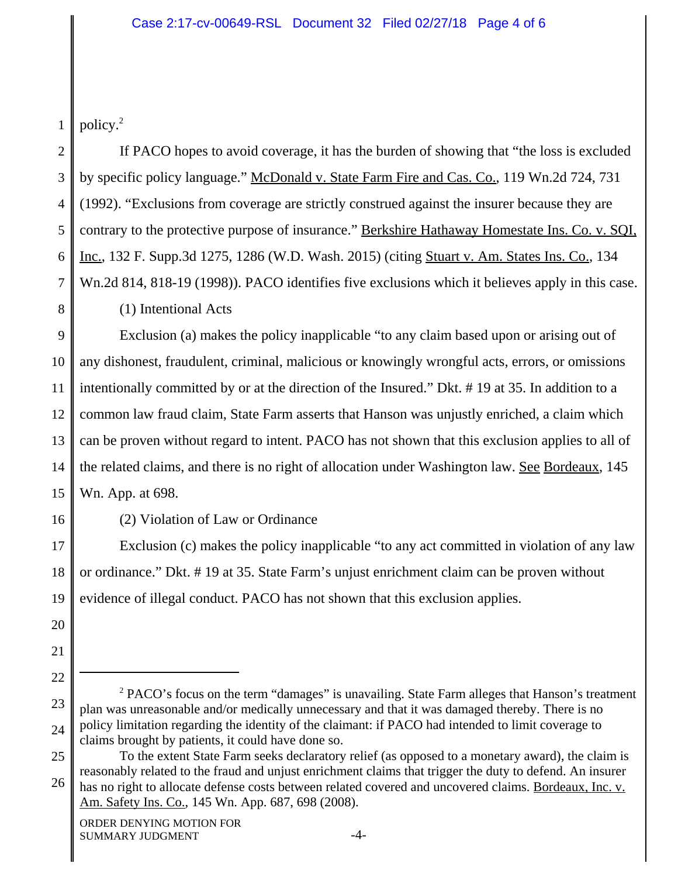policy.[2]

If PACO hopes to avoid coverage, it has the burden of showing that "the loss is excluded by specific policy language." McDonald v. State Farm Fire and Cas. Co., 119 Wn.2d 724, 731 (1992). "Exclusions from coverage are strictly construed against the insurer because they are contrary to the protective purpose of insurance." Berkshire Hathaway Homestate Ins. Co. v. SQI, Inc., 132 F. Supp.3d 1275, 1286 (W.D. Wash. 2015) (citing Stuart v. Am. States Ins. Co., 134 Wn.2d 814, 818-19 (1998)). PACO identifies five exclusions which it believes apply in this case.

(1) Intentional Acts

Exclusion (a) makes the policy inapplicable "to any claim based upon or arising out of any dishonest, fraudulent, criminal, malicious or knowingly wrongful acts, errors, or omissions intentionally committed by or at the direction of the Insured." Dkt. # 19 at 35. In addition to a common law fraud claim, State Farm asserts that Hanson was unjustly enriched, a claim which can be proven without regard to intent. PACO has not shown that this exclusion applies to all of the related claims, and there is no right of allocation under Washington law. See Bordeaux, 145 Wn. App. at 698.

(2) Violation of Law or Ordinance

Exclusion (c) makes the policy inapplicable "to any act committed in violation of any law or ordinance." Dkt. # 19 at 35. State Farm's unjust enrichment claim can be proven without evidence of illegal conduct. PACO has not shown that this exclusion applies.

---

[2] PACO's focus on the term "damages" is unavailing. State Farm alleges that Hanson's treatment plan was unreasonable and/or medically unnecessary and that it was damaged thereby. There is no policy limitation regarding the identity of the claimant: if PACO had intended to limit coverage to claims brought by patients, it could have done so.

To the extent State Farm seeks declaratory relief (as opposed to a monetary award), the claim is reasonably related to the fraud and unjust enrichment claims that trigger the duty to defend. An insurer has no right to allocate defense costs between related covered and uncovered claims. Bordeaux, Inc. v. Am. Safety Ins. Co., 145 Wn. App. 687, 698 (2008).

ORDER DENYING MOTION FOR SUMMARY JUDGMENT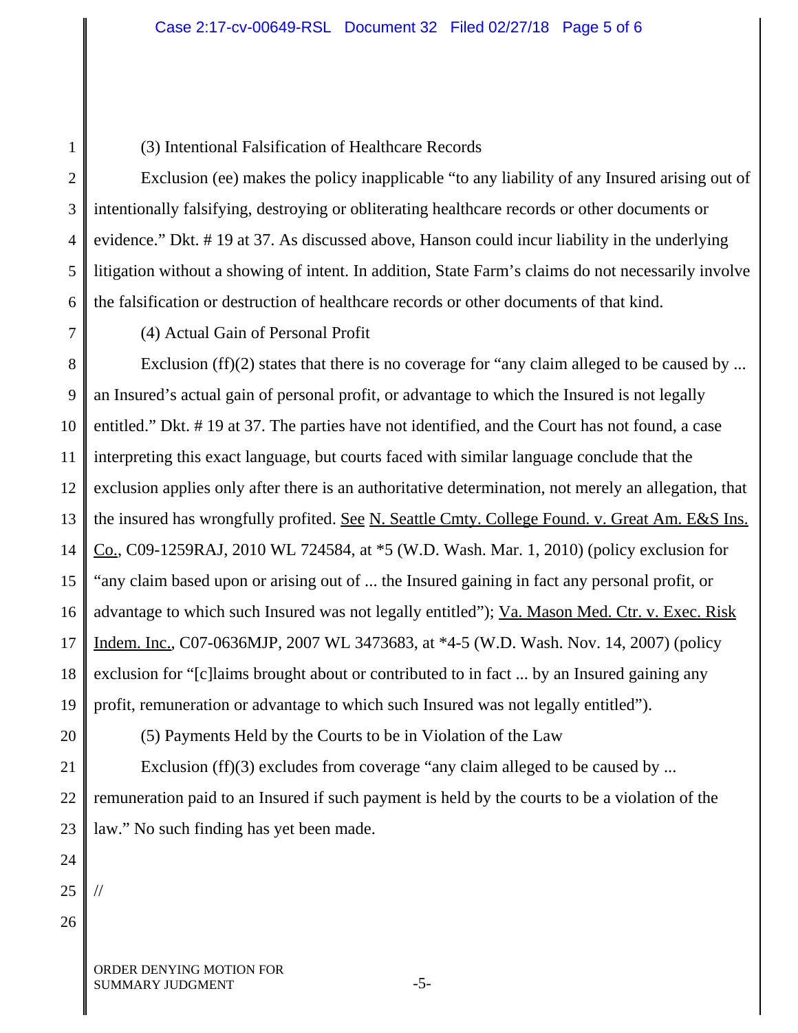(3) Intentional Falsification of Healthcare Records

Exclusion (ee) makes the policy inapplicable "to any liability of any Insured arising out of intentionally falsifying, destroying or obliterating healthcare records or other documents or evidence." Dkt. # 19 at 37. As discussed above, Hanson could incur liability in the underlying litigation without a showing of intent. In addition, State Farm's claims do not necessarily involve the falsification or destruction of healthcare records or other documents of that kind.

(4) Actual Gain of Personal Profit

Exclusion (ff)(2) states that there is no coverage for "any claim alleged to be caused by ... an Insured's actual gain of personal profit, or advantage to which the Insured is not legally entitled." Dkt. # 19 at 37. The parties have not identified, and the Court has not found, a case interpreting this exact language, but courts faced with similar language conclude that the exclusion applies only after there is an authoritative determination, not merely an allegation, that the insured has wrongfully profited. See N. Seattle Cmty. College Found. v. Great Am. E&S Ins. Co., C09-1259RAJ, 2010 WL 724584, at *5 (W.D. Wash. Mar. 1, 2010) (policy exclusion for "any claim based upon or arising out of ... the Insured gaining in fact any personal profit, or advantage to which such Insured was not legally entitled"); Va. Mason Med. Ctr. v. Exec. Risk Indem. Inc., C07-0636MJP, 2007 WL 3473683, at *4-5 (W.D. Wash. Nov. 14, 2007) (policy exclusion for "[c]laims brought about or contributed to in fact ... by an Insured gaining any profit, remuneration or advantage to which such Insured was not legally entitled").

(5) Payments Held by the Courts to be in Violation of the Law

Exclusion (ff)(3) excludes from coverage "any claim alleged to be caused by ... remuneration paid to an Insured if such payment is held by the courts to be a violation of the law." No such finding has yet been made.

//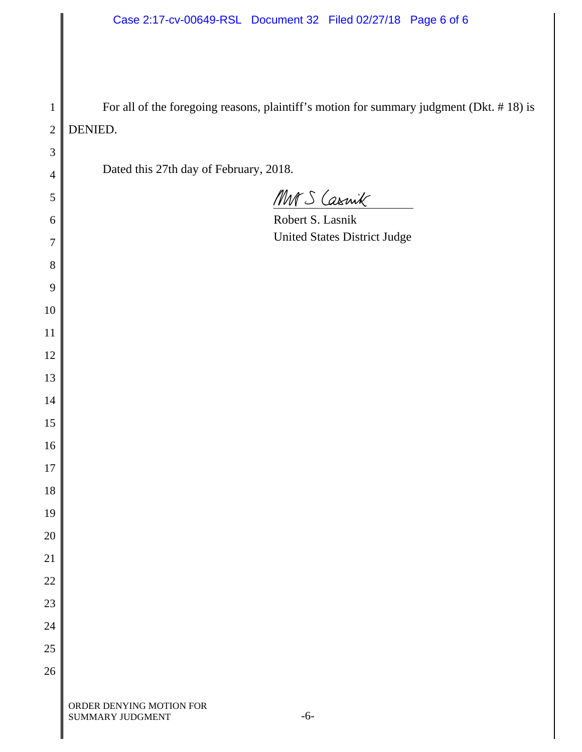For all of the foregoing reasons, plaintiff's motion for summary judgment (Dkt. # 18) is DENIED.

Dated this 27th day of February, 2018.

Robert S. Lasnik
United States District Judge